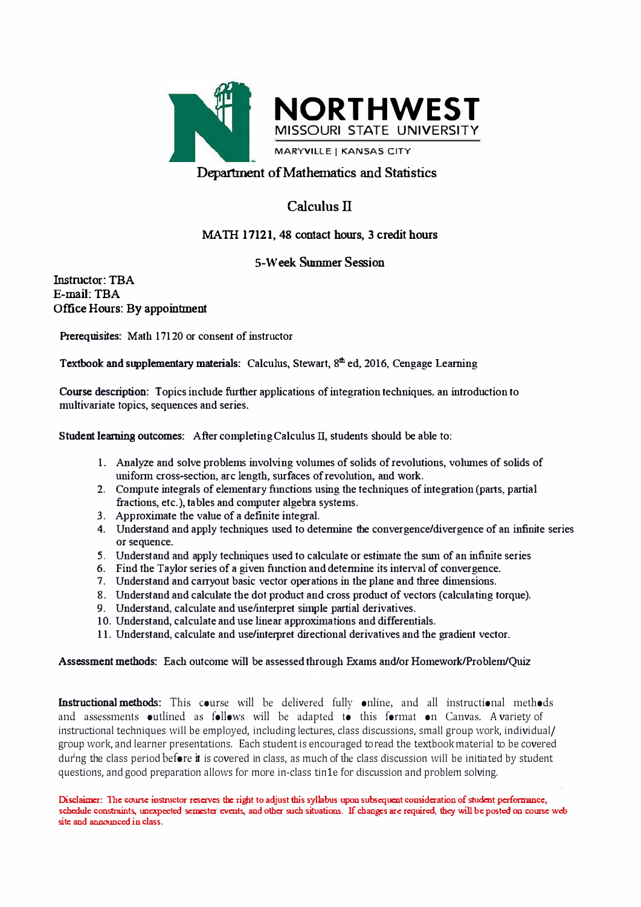NORTHWEST MISSOURI STATE UNIVERSITY

MARYVILLE | KANSAS CITY

## Department of Mathematics and Statistics

# Calculus II

### MATH 17121, 48 contact hours, 3 credit hours

### 5-Week Summer Session

**Instructor:** TBA
**E-mail:** TBA
**Office Hours:** By appointment

**Prerequisites:** Math 17120 or consent of instructor

**Textbook and supplementary materials:** Calculus, Stewart, 8th ed, 2016, Cengage Learning

**Course description:** Topics include further applications of integration techniques, an introduction to multivariate topics, sequences and series.

**Student learning outcomes:** After completing Calculus II, students should be able to:

1. Analyze and solve problems involving volumes of solids of revolutions, volumes of solids of uniform cross-section, arc length, surfaces of revolution, and work.
2. Compute integrals of elementary functions using the techniques of integration (parts, partial fractions, etc.), tables and computer algebra systems.
3. Approximate the value of a definite integral.
4. Understand and apply techniques used to determine the convergence/divergence of an infinite series or sequence.
5. Understand and apply techniques used to calculate or estimate the sum of an infinite series
6. Find the Taylor series of a given function and determine its interval of convergence.
7. Understand and carryout basic vector operations in the plane and three dimensions.
8. Understand and calculate the dot product and cross product of vectors (calculating torque).
9. Understand, calculate and use/interpret simple partial derivatives.
10. Understand, calculate and use linear approximations and differentials.
11. Understand, calculate and use/interpret directional derivatives and the gradient vector.

**Assessment methods:** Each outcome will be assessed through Exams and/or Homework/Problem/Quiz

**Instructional methods:** This course will be delivered fully online, and all instructional methods and assessments outlined as follows will be adapted to this format on Canvas. A variety of instructional techniques will be employed, including lectures, class discussions, small group work, individual/group work, and learner presentations. Each student is encouraged to read the textbook material to be covered during the class period before it is covered in class, as much of the class discussion will be initiated by student questions, and good preparation allows for more in-class time for discussion and problem solving.

**Disclaimer: The course instructor reserves the right to adjust this syllabus upon subsequent consideration of student performance, schedule constraints, unexpected semester events, and other such situations. If changes are required, they will be posted on course web site and announced in class.**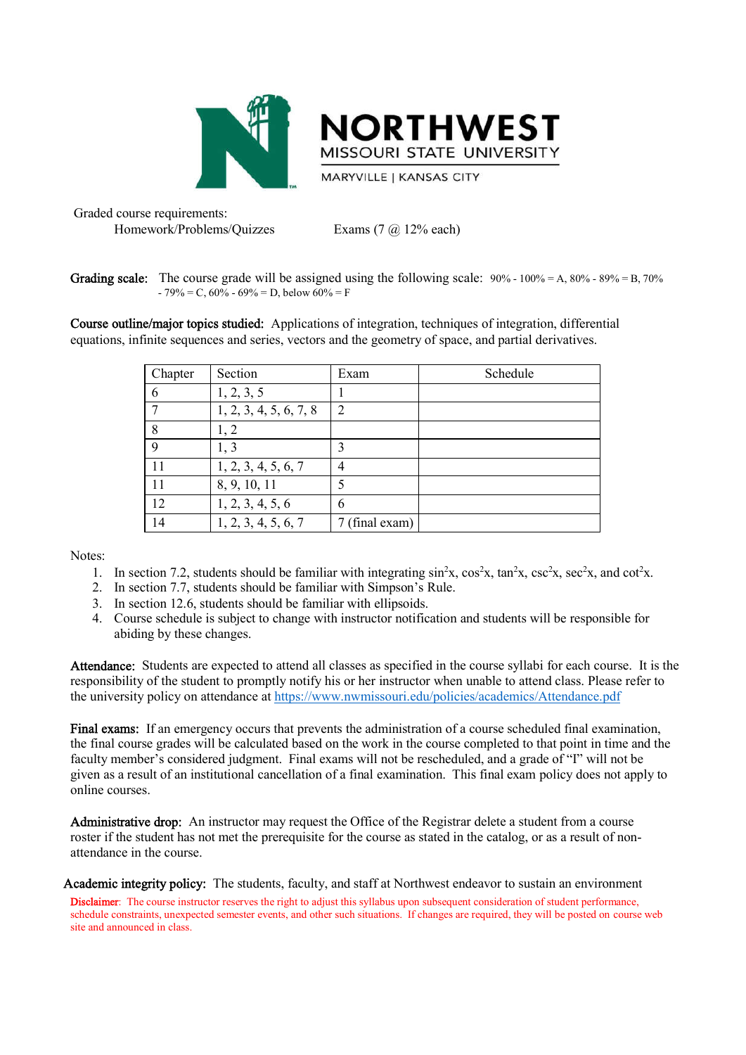Graded course requirements:

Homework/Problems/Quizzes        Exams (7 @ 12% each)

**Grading scale:** The course grade will be assigned using the following scale: 90% - 100% = A, 80% - 89% = B, 70% - 79% = C, 60% - 69% = D, below 60% = F

**Course outline/major topics studied:** Applications of integration, techniques of integration, differential equations, infinite sequences and series, vectors and the geometry of space, and partial derivatives.

| Chapter | Section | Exam | Schedule |
|---|---|---|---|
| 6 | 1, 2, 3, 5 | 1 | |
| 7 | 1, 2, 3, 4, 5, 6, 7, 8 | 2 | |
| 8 | 1, 2 | | |
| 9 | 1, 3 | 3 | |
| 11 | 1, 2, 3, 4, 5, 6, 7 | 4 | |
| 11 | 8, 9, 10, 11 | 5 | |
| 12 | 1, 2, 3, 4, 5, 6 | 6 | |
| 14 | 1, 2, 3, 4, 5, 6, 7 | 7 (final exam) | |

Notes:

1. In section 7.2, students should be familiar with integrating $\sin^2 x$, $\cos^2 x$, $\tan^2 x$, $\csc^2 x$, $\sec^2 x$, and $\cot^2 x$.
2. In section 7.7, students should be familiar with Simpson's Rule.
3. In section 12.6, students should be familiar with ellipsoids.
4. Course schedule is subject to change with instructor notification and students will be responsible for abiding by these changes.

**Attendance:** Students are expected to attend all classes as specified in the course syllabi for each course. It is the responsibility of the student to promptly notify his or her instructor when unable to attend class. Please refer to the university policy on attendance at https://www.nwmissouri.edu/policies/academics/Attendance.pdf

**Final exams:** If an emergency occurs that prevents the administration of a course scheduled final examination, the final course grades will be calculated based on the work in the course completed to that point in time and the faculty member's considered judgment. Final exams will not be rescheduled, and a grade of "I" will not be given as a result of an institutional cancellation of a final examination. This final exam policy does not apply to online courses.

**Administrative drop:** An instructor may request the Office of the Registrar delete a student from a course roster if the student has not met the prerequisite for the course as stated in the catalog, or as a result of non-attendance in the course.

**Academic integrity policy:** The students, faculty, and staff at Northwest endeavor to sustain an environment

Disclaimer: The course instructor reserves the right to adjust this syllabus upon subsequent consideration of student performance, schedule constraints, unexpected semester events, and other such situations. If changes are required, they will be posted on course web site and announced in class.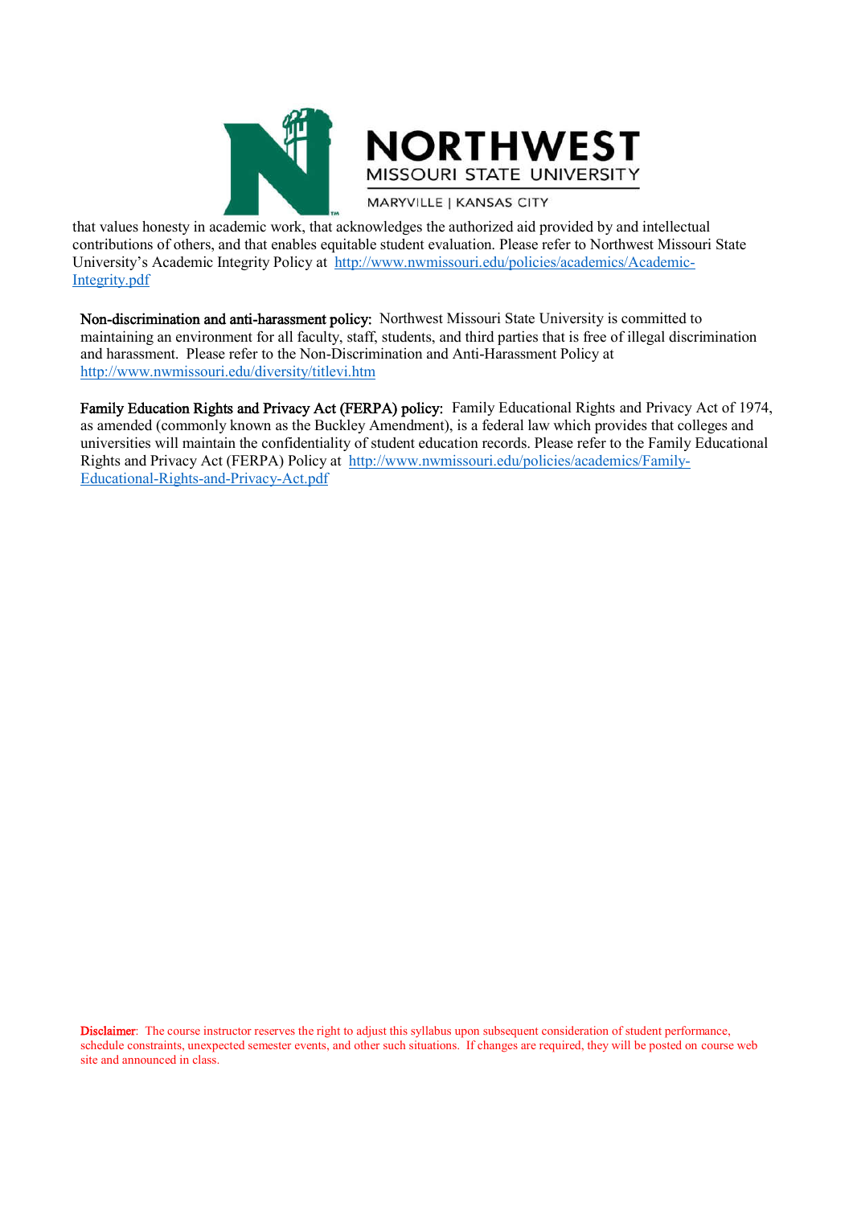that values honesty in academic work, that acknowledges the authorized aid provided by and intellectual contributions of others, and that enables equitable student evaluation. Please refer to Northwest Missouri State University's Academic Integrity Policy at [http://www.nwmissouri.edu/policies/academics/Academic-Integrity.pdf](http://www.nwmissouri.edu/policies/academics/Academic-Integrity.pdf)

**Non-discrimination and anti-harassment policy:** Northwest Missouri State University is committed to maintaining an environment for all faculty, staff, students, and third parties that is free of illegal discrimination and harassment. Please refer to the Non-Discrimination and Anti-Harassment Policy at [http://www.nwmissouri.edu/diversity/titlevi.htm](http://www.nwmissouri.edu/diversity/titlevi.htm)

**Family Education Rights and Privacy Act (FERPA) policy:** Family Educational Rights and Privacy Act of 1974, as amended (commonly known as the Buckley Amendment), is a federal law which provides that colleges and universities will maintain the confidentiality of student education records. Please refer to the Family Educational Rights and Privacy Act (FERPA) Policy at [http://www.nwmissouri.edu/policies/academics/Family-Educational-Rights-and-Privacy-Act.pdf](http://www.nwmissouri.edu/policies/academics/Family-Educational-Rights-and-Privacy-Act.pdf)

Disclaimer: The course instructor reserves the right to adjust this syllabus upon subsequent consideration of student performance, schedule constraints, unexpected semester events, and other such situations. If changes are required, they will be posted on course web site and announced in class.